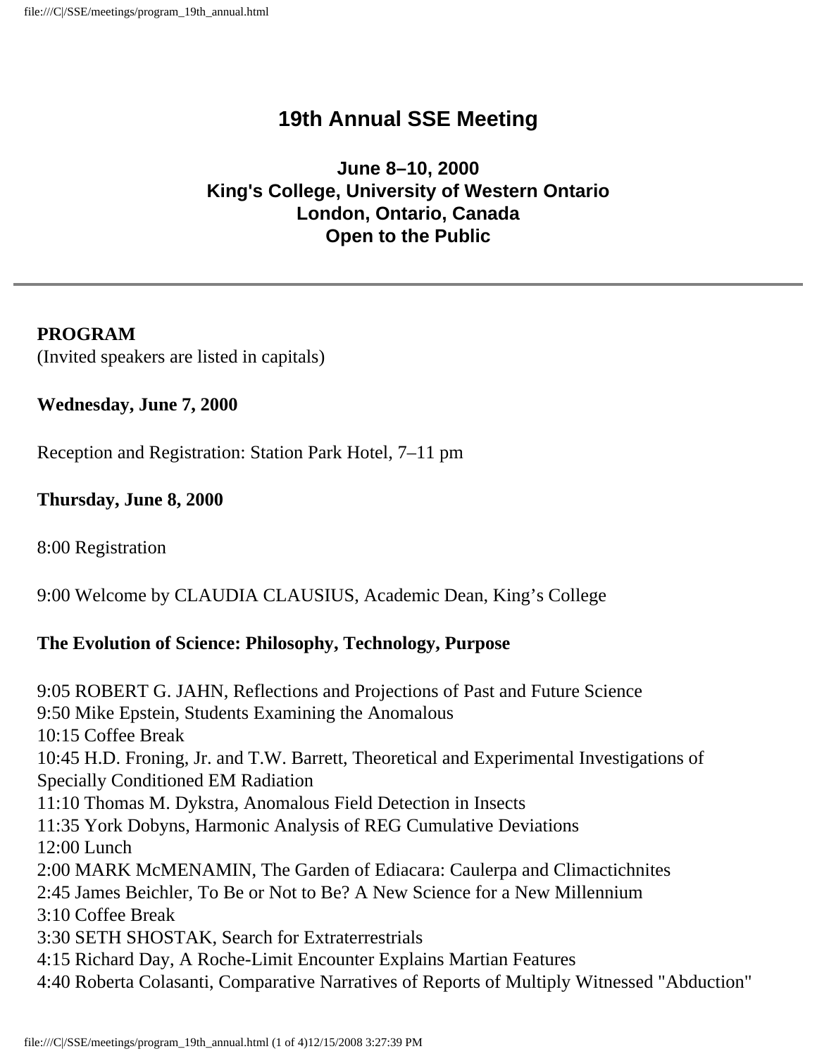# 19th Annual SSE Meeting

### June 8–10, 2000
### King's College, University of Western Ontario
### London, Ontario, Canada
### Open to the Public

---

**PROGRAM**
(Invited speakers are listed in capitals)

**Wednesday, June 7, 2000**

Reception and Registration: Station Park Hotel, 7–11 pm

**Thursday, June 8, 2000**

8:00 Registration

9:00 Welcome by CLAUDIA CLAUSIUS, Academic Dean, King's College

**The Evolution of Science: Philosophy, Technology, Purpose**

9:05 ROBERT G. JAHN, Reflections and Projections of Past and Future Science
9:50 Mike Epstein, Students Examining the Anomalous
10:15 Coffee Break
10:45 H.D. Froning, Jr. and T.W. Barrett, Theoretical and Experimental Investigations of Specially Conditioned EM Radiation
11:10 Thomas M. Dykstra, Anomalous Field Detection in Insects
11:35 York Dobyns, Harmonic Analysis of REG Cumulative Deviations
12:00 Lunch
2:00 MARK McMENAMIN, The Garden of Ediacara: Caulerpa and Climactichnites
2:45 James Beichler, To Be or Not to Be? A New Science for a New Millennium
3:10 Coffee Break
3:30 SETH SHOSTAK, Search for Extraterrestrials
4:15 Richard Day, A Roche-Limit Encounter Explains Martian Features
4:40 Roberta Colasanti, Comparative Narratives of Reports of Multiply Witnessed "Abduction"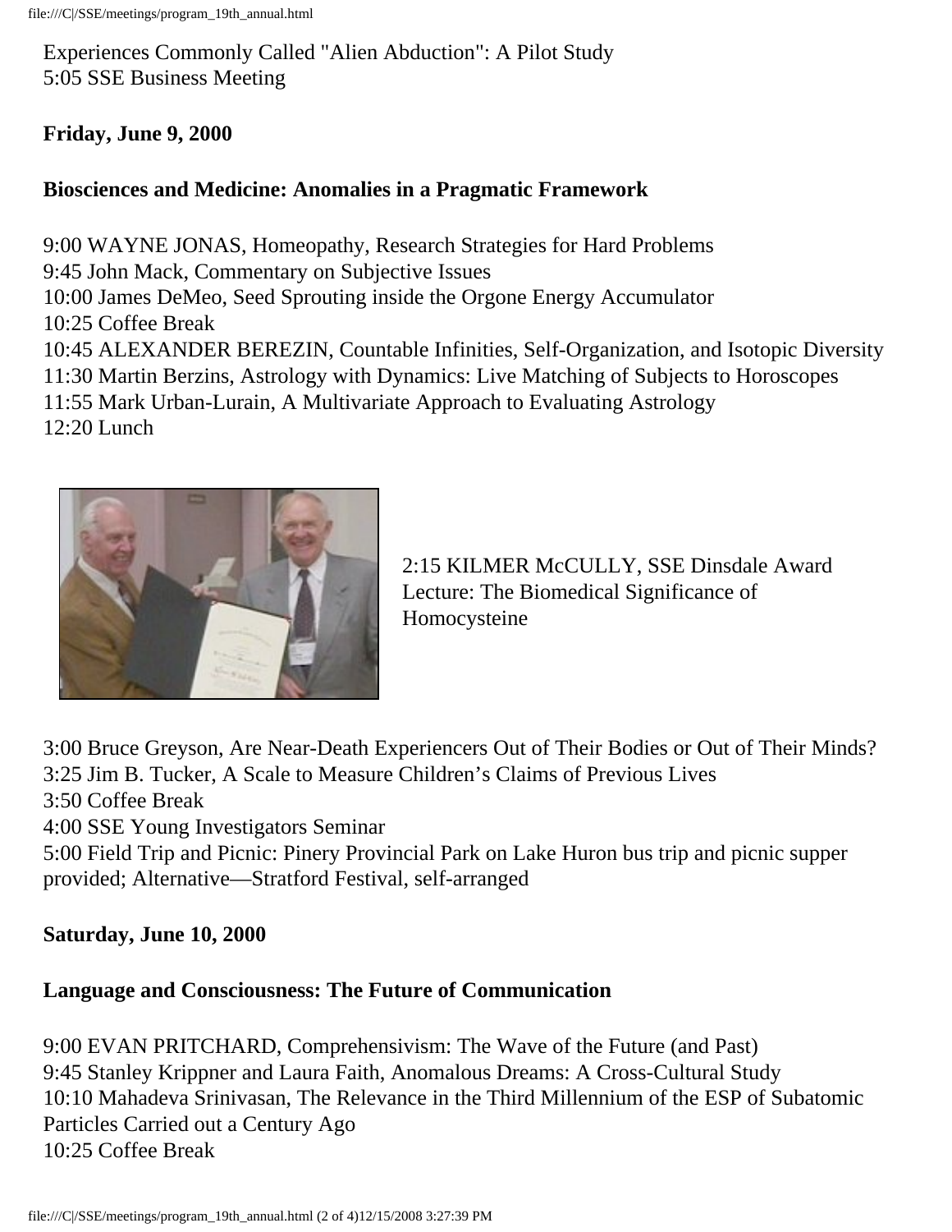Experiences Commonly Called "Alien Abduction": A Pilot Study
5:05 SSE Business Meeting

**Friday, June 9, 2000**

**Biosciences and Medicine: Anomalies in a Pragmatic Framework**

9:00 WAYNE JONAS, Homeopathy, Research Strategies for Hard Problems
9:45 John Mack, Commentary on Subjective Issues
10:00 James DeMeo, Seed Sprouting inside the Orgone Energy Accumulator
10:25 Coffee Break
10:45 ALEXANDER BEREZIN, Countable Infinities, Self-Organization, and Isotopic Diversity
11:30 Martin Berzins, Astrology with Dynamics: Live Matching of Subjects to Horoscopes
11:55 Mark Urban-Lurain, A Multivariate Approach to Evaluating Astrology
12:20 Lunch

2:15 KILMER McCULLY, SSE Dinsdale Award Lecture: The Biomedical Significance of Homocysteine

3:00 Bruce Greyson, Are Near-Death Experiencers Out of Their Bodies or Out of Their Minds?
3:25 Jim B. Tucker, A Scale to Measure Children's Claims of Previous Lives
3:50 Coffee Break
4:00 SSE Young Investigators Seminar
5:00 Field Trip and Picnic: Pinery Provincial Park on Lake Huron bus trip and picnic supper provided; Alternative—Stratford Festival, self-arranged

**Saturday, June 10, 2000**

**Language and Consciousness: The Future of Communication**

9:00 EVAN PRITCHARD, Comprehensivism: The Wave of the Future (and Past)
9:45 Stanley Krippner and Laura Faith, Anomalous Dreams: A Cross-Cultural Study
10:10 Mahadeva Srinivasan, The Relevance in the Third Millennium of the ESP of Subatomic Particles Carried out a Century Ago
10:25 Coffee Break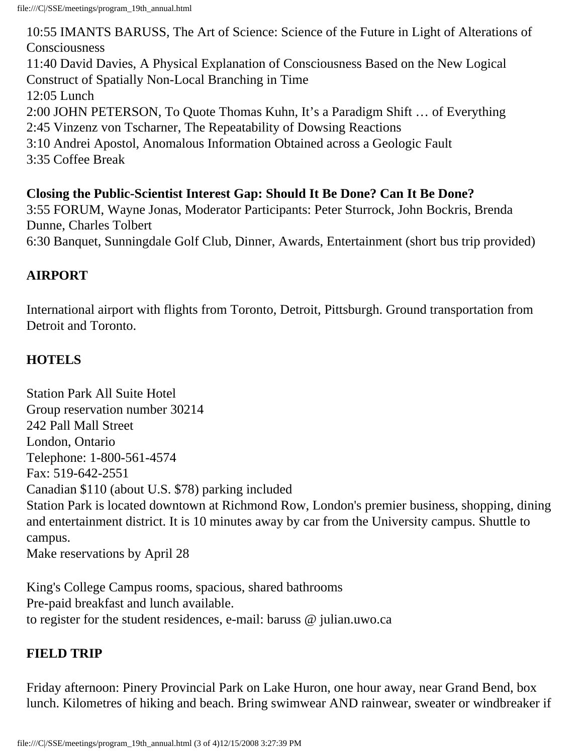10:55 IMANTS BARUSS, The Art of Science: Science of the Future in Light of Alterations of Consciousness
11:40 David Davies, A Physical Explanation of Consciousness Based on the New Logical Construct of Spatially Non-Local Branching in Time
12:05 Lunch
2:00 JOHN PETERSON, To Quote Thomas Kuhn, It's a Paradigm Shift … of Everything
2:45 Vinzenz von Tscharner, The Repeatability of Dowsing Reactions
3:10 Andrei Apostol, Anomalous Information Obtained across a Geologic Fault
3:35 Coffee Break

**Closing the Public-Scientist Interest Gap: Should It Be Done? Can It Be Done?**
3:55 FORUM, Wayne Jonas, Moderator Participants: Peter Sturrock, John Bockris, Brenda Dunne, Charles Tolbert
6:30 Banquet, Sunningdale Golf Club, Dinner, Awards, Entertainment (short bus trip provided)

## AIRPORT

International airport with flights from Toronto, Detroit, Pittsburgh. Ground transportation from Detroit and Toronto.

## HOTELS

Station Park All Suite Hotel
Group reservation number 30214
242 Pall Mall Street
London, Ontario
Telephone: 1-800-561-4574
Fax: 519-642-2551
Canadian $110 (about U.S. $78) parking included
Station Park is located downtown at Richmond Row, London's premier business, shopping, dining and entertainment district. It is 10 minutes away by car from the University campus. Shuttle to campus.
Make reservations by April 28

King's College Campus rooms, spacious, shared bathrooms
Pre-paid breakfast and lunch available.
to register for the student residences, e-mail: baruss @ julian.uwo.ca

## FIELD TRIP

Friday afternoon: Pinery Provincial Park on Lake Huron, one hour away, near Grand Bend, box lunch. Kilometres of hiking and beach. Bring swimwear AND rainwear, sweater or windbreaker if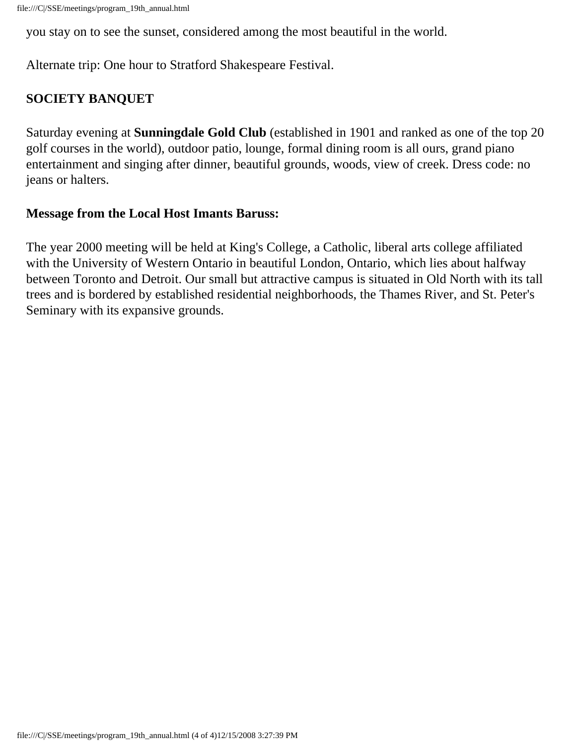you stay on to see the sunset, considered among the most beautiful in the world.

Alternate trip: One hour to Stratford Shakespeare Festival.

**SOCIETY BANQUET**

Saturday evening at **Sunningdale Gold Club** (established in 1901 and ranked as one of the top 20 golf courses in the world), outdoor patio, lounge, formal dining room is all ours, grand piano entertainment and singing after dinner, beautiful grounds, woods, view of creek. Dress code: no jeans or halters.

**Message from the Local Host Imants Baruss:**

The year 2000 meeting will be held at King's College, a Catholic, liberal arts college affiliated with the University of Western Ontario in beautiful London, Ontario, which lies about halfway between Toronto and Detroit. Our small but attractive campus is situated in Old North with its tall trees and is bordered by established residential neighborhoods, the Thames River, and St. Peter's Seminary with its expansive grounds.